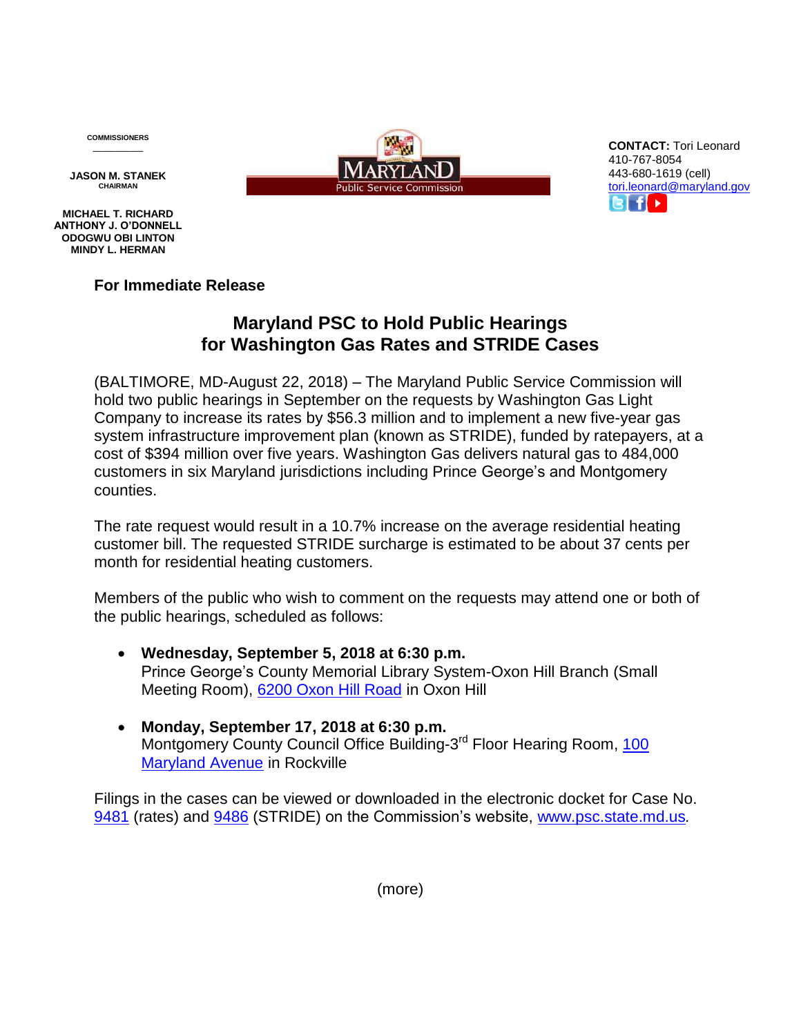COMMISSIONERS

**JASON M. STANEK**
CHAIRMAN

**MICHAEL T. RICHARD**
**ANTHONY J. O'DONNELL**
**ODOGWU OBI LINTON**
**MINDY L. HERMAN**

MARYLAND
Public Service Commission

**CONTACT:** Tori Leonard
410-767-8054
443-680-1619 (cell)
tori.leonard@maryland.gov

**For Immediate Release**

## Maryland PSC to Hold Public Hearings for Washington Gas Rates and STRIDE Cases

(BALTIMORE, MD-August 22, 2018) – The Maryland Public Service Commission will hold two public hearings in September on the requests by Washington Gas Light Company to increase its rates by $56.3 million and to implement a new five-year gas system infrastructure improvement plan (known as STRIDE), funded by ratepayers, at a cost of $394 million over five years. Washington Gas delivers natural gas to 484,000 customers in six Maryland jurisdictions including Prince George's and Montgomery counties.

The rate request would result in a 10.7% increase on the average residential heating customer bill. The requested STRIDE surcharge is estimated to be about 37 cents per month for residential heating customers.

Members of the public who wish to comment on the requests may attend one or both of the public hearings, scheduled as follows:

- **Wednesday, September 5, 2018 at 6:30 p.m.**
  Prince George's County Memorial Library System-Oxon Hill Branch (Small Meeting Room), 6200 Oxon Hill Road in Oxon Hill

- **Monday, September 17, 2018 at 6:30 p.m.**
  Montgomery County Council Office Building-3rd Floor Hearing Room, 100 Maryland Avenue in Rockville

Filings in the cases can be viewed or downloaded in the electronic docket for Case No. 9481 (rates) and 9486 (STRIDE) on the Commission's website, www.psc.state.md.us.

(more)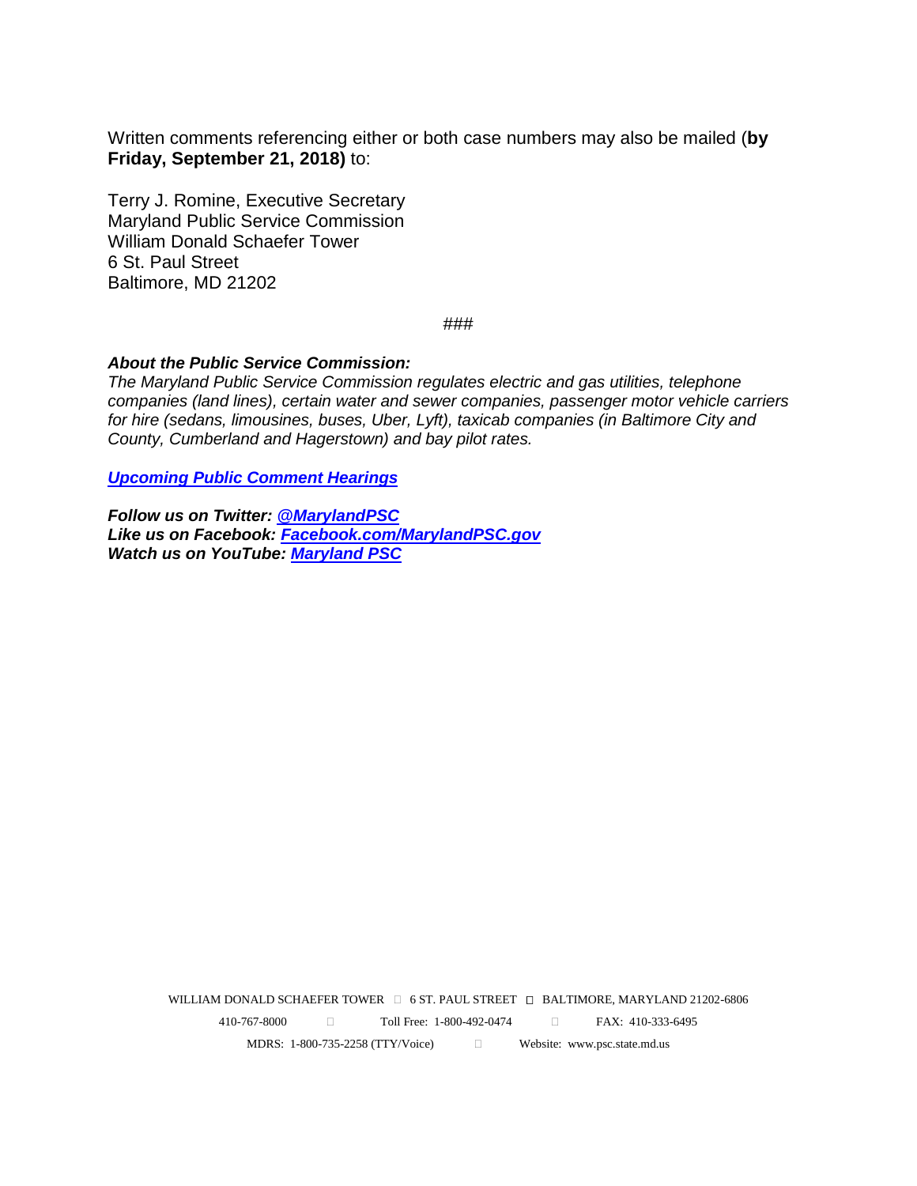Written comments referencing either or both case numbers may also be mailed (**by Friday, September 21, 2018)** to:

Terry J. Romine, Executive Secretary
Maryland Public Service Commission
William Donald Schaefer Tower
6 St. Paul Street
Baltimore, MD 21202

###

***About the Public Service Commission:***
*The Maryland Public Service Commission regulates electric and gas utilities, telephone companies (land lines), certain water and sewer companies, passenger motor vehicle carriers for hire (sedans, limousines, buses, Uber, Lyft), taxicab companies (in Baltimore City and County, Cumberland and Hagerstown) and bay pilot rates.*

***Upcoming Public Comment Hearings***

***Follow us on Twitter: @MarylandPSC***
***Like us on Facebook: Facebook.com/MarylandPSC.gov***
***Watch us on YouTube: Maryland PSC***

WILLIAM DONALD SCHAEFER TOWER  6 ST. PAUL STREET  BALTIMORE, MARYLAND 21202-6806
410-767-8000  Toll Free: 1-800-492-0474  FAX: 410-333-6495
MDRS: 1-800-735-2258 (TTY/Voice)  Website: www.psc.state.md.us